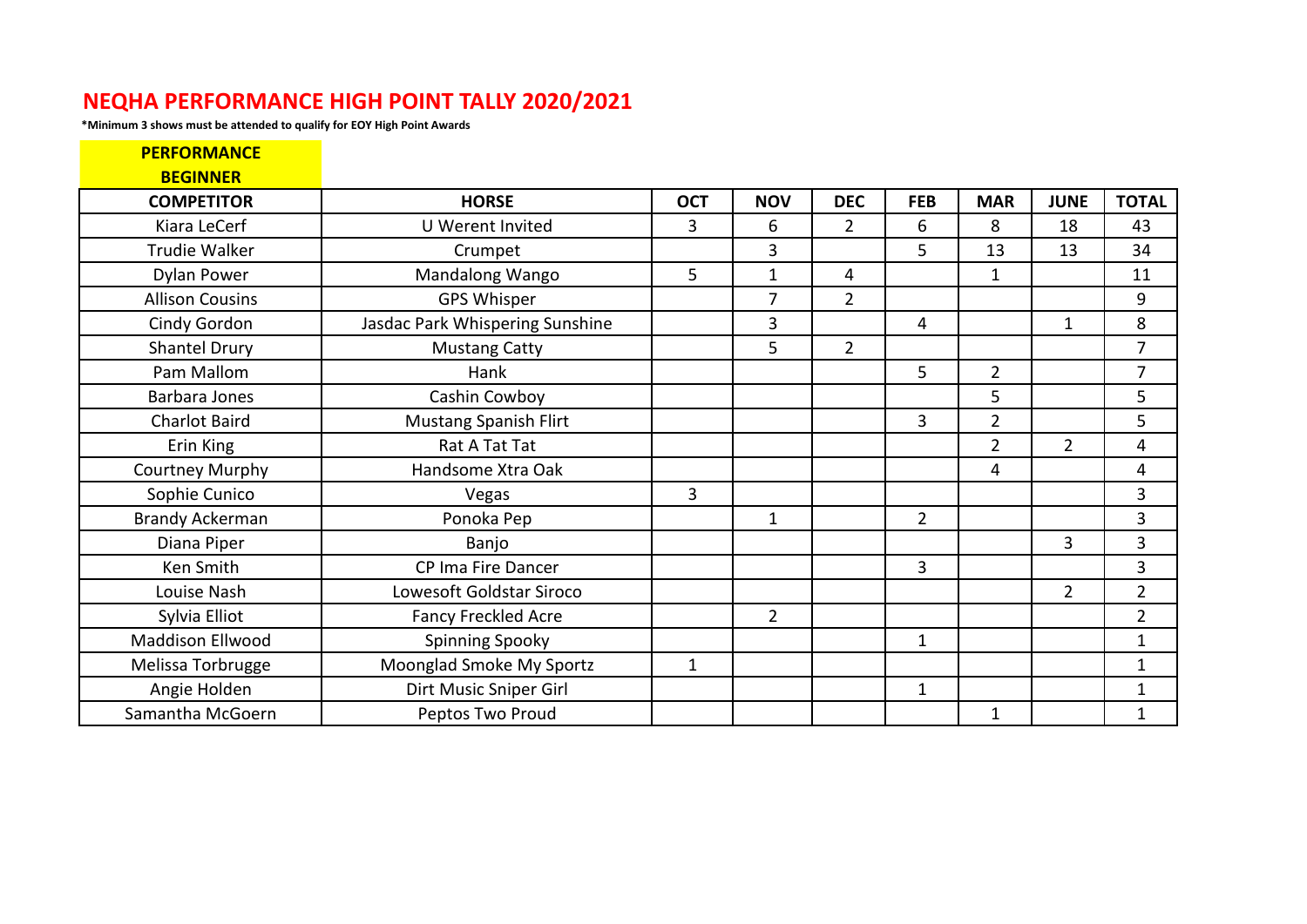# NEQHA PERFORMANCE HIGH POINT TALLY 2020/2021

**\*Minimum 3 shows must be attended to qualify for EOY High Point Awards**

**PERFORMANCE BEGINNER**

| COMPETITOR | HORSE | OCT | NOV | DEC | FEB | MAR | JUNE | TOTAL |
|---|---|---|---|---|---|---|---|---|
| Kiara LeCerf | U Werent Invited | 3 | 6 | 2 | 6 | 8 | 18 | 43 |
| Trudie Walker | Crumpet | | 3 | | 5 | 13 | 13 | 34 |
| Dylan Power | Mandalong Wango | 5 | 1 | 4 | | 1 | | 11 |
| Allison Cousins | GPS Whisper | | 7 | 2 | | | | 9 |
| Cindy Gordon | Jasdac Park Whispering Sunshine | | 3 | | 4 | | 1 | 8 |
| Shantel Drury | Mustang Catty | | 5 | 2 | | | | 7 |
| Pam Mallom | Hank | | | | 5 | 2 | | 7 |
| Barbara Jones | Cashin Cowboy | | | | | 5 | | 5 |
| Charlot Baird | Mustang Spanish Flirt | | | | 3 | 2 | | 5 |
| Erin King | Rat A Tat Tat | | | | | 2 | 2 | 4 |
| Courtney Murphy | Handsome Xtra Oak | | | | | 4 | | 4 |
| Sophie Cunico | Vegas | 3 | | | | | | 3 |
| Brandy Ackerman | Ponoka Pep | | 1 | | 2 | | | 3 |
| Diana Piper | Banjo | | | | | | 3 | 3 |
| Ken Smith | CP Ima Fire Dancer | | | | 3 | | | 3 |
| Louise Nash | Lowesoft Goldstar Siroco | | | | | | 2 | 2 |
| Sylvia Elliot | Fancy Freckled Acre | | 2 | | | | | 2 |
| Maddison Ellwood | Spinning Spooky | | | | 1 | | | 1 |
| Melissa Torbrugge | Moonglad Smoke My Sportz | 1 | | | | | | 1 |
| Angie Holden | Dirt Music Sniper Girl | | | | 1 | | | 1 |
| Samantha McGoern | Peptos Two Proud | | | | | 1 | | 1 |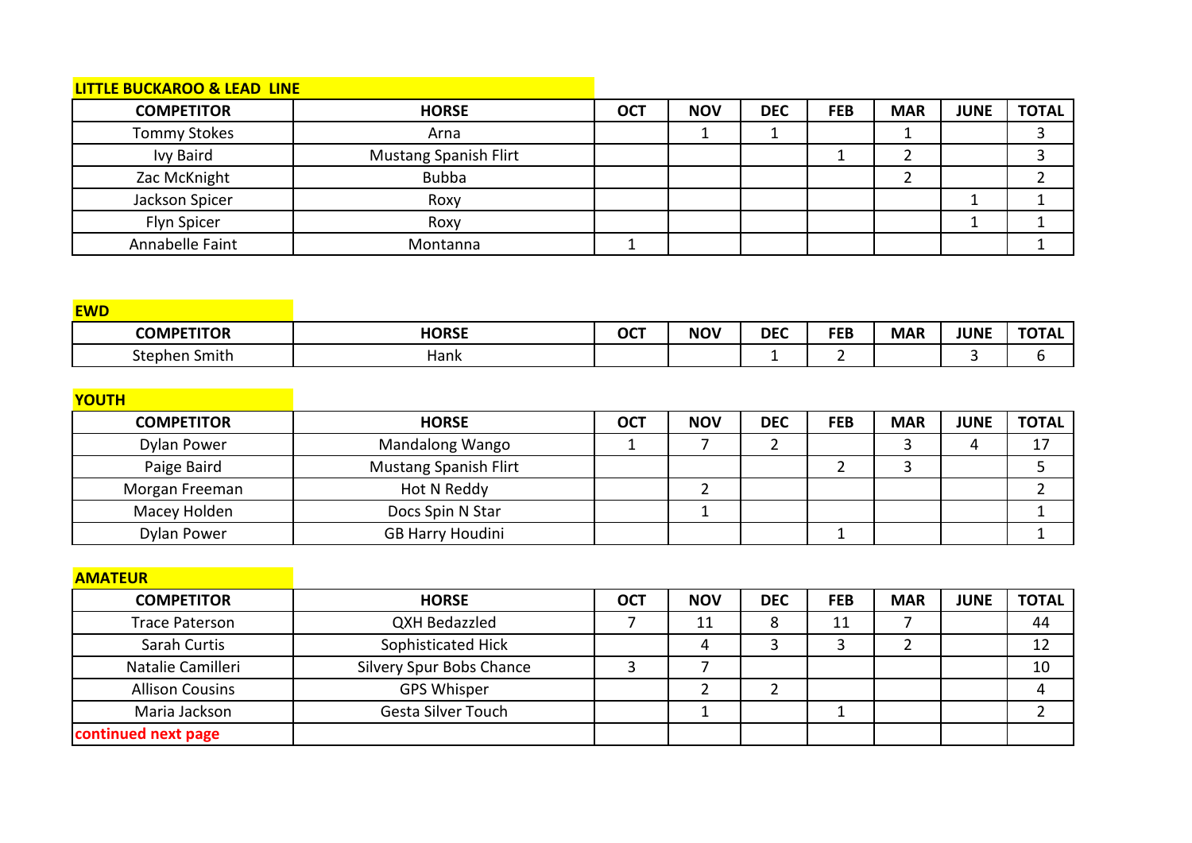**LITTLE BUCKAROO & LEAD LINE**

| COMPETITOR | HORSE | OCT | NOV | DEC | FEB | MAR | JUNE | TOTAL |
|---|---|---|---|---|---|---|---|---|
| Tommy Stokes | Arna | | 1 | 1 | | 1 | | 3 |
| Ivy Baird | Mustang Spanish Flirt | | | | 1 | 2 | | 3 |
| Zac McKnight | Bubba | | | | | 2 | | 2 |
| Jackson Spicer | Roxy | | | | | | 1 | 1 |
| Flyn Spicer | Roxy | | | | | | 1 | 1 |
| Annabelle Faint | Montanna | 1 | | | | | | 1 |

**EWD**

| COMPETITOR | HORSE | OCT | NOV | DEC | FEB | MAR | JUNE | TOTAL |
|---|---|---|---|---|---|---|---|---|
| Stephen Smith | Hank | | | 1 | 2 | | 3 | 6 |

**YOUTH**

| COMPETITOR | HORSE | OCT | NOV | DEC | FEB | MAR | JUNE | TOTAL |
|---|---|---|---|---|---|---|---|---|
| Dylan Power | Mandalong Wango | 1 | 7 | 2 | | 3 | 4 | 17 |
| Paige Baird | Mustang Spanish Flirt | | | | 2 | 3 | | 5 |
| Morgan Freeman | Hot N Reddy | | 2 | | | | | 2 |
| Macey Holden | Docs Spin N Star | | 1 | | | | | 1 |
| Dylan Power | GB Harry Houdini | | | | 1 | | | 1 |

**AMATEUR**

| COMPETITOR | HORSE | OCT | NOV | DEC | FEB | MAR | JUNE | TOTAL |
|---|---|---|---|---|---|---|---|---|
| Trace Paterson | QXH Bedazzled | 7 | 11 | 8 | 11 | 7 | | 44 |
| Sarah Curtis | Sophisticated Hick | | 4 | 3 | 3 | 2 | | 12 |
| Natalie Camilleri | Silvery Spur Bobs Chance | 3 | 7 | | | | | 10 |
| Allison Cousins | GPS Whisper | | 2 | 2 | | | | 4 |
| Maria Jackson | Gesta Silver Touch | | 1 | | 1 | | | 2 |
| continued next page | | | | | | | | |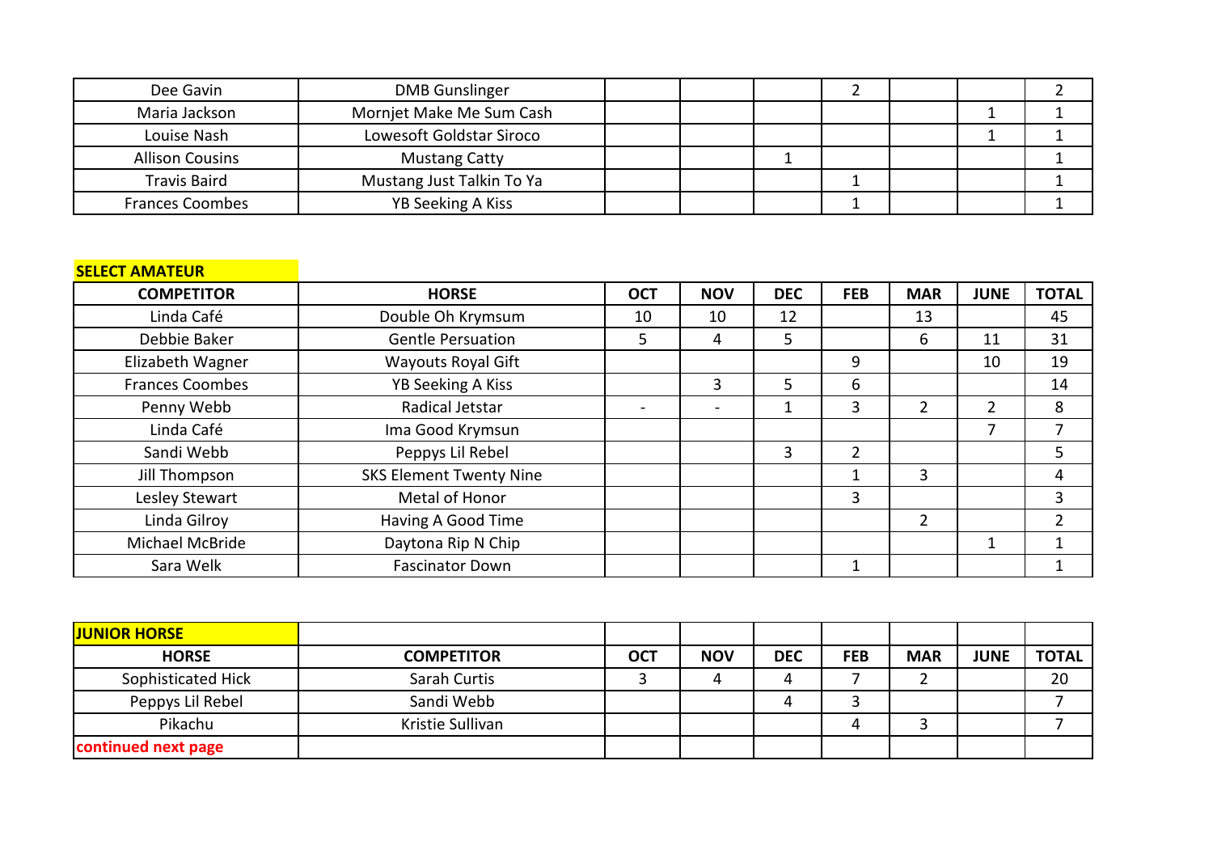| | | | | | | | | |
|---|---|---|---|---|---|---|---|---|
| Dee Gavin | DMB Gunslinger | | | | 2 | | | 2 |
| Maria Jackson | Mornjet Make Me Sum Cash | | | | | | 1 | 1 |
| Louise Nash | Lowesoft Goldstar Siroco | | | | | | 1 | 1 |
| Allison Cousins | Mustang Catty | | | 1 | | | | 1 |
| Travis Baird | Mustang Just Talkin To Ya | | | | 1 | | | 1 |
| Frances Coombes | YB Seeking A Kiss | | | | 1 | | | 1 |

**SELECT AMATEUR**

| COMPETITOR | HORSE | OCT | NOV | DEC | FEB | MAR | JUNE | TOTAL |
|---|---|---|---|---|---|---|---|---|
| Linda Café | Double Oh Krymsum | 10 | 10 | 12 | | 13 | | 45 |
| Debbie Baker | Gentle Persuation | 5 | 4 | 5 | | 6 | 11 | 31 |
| Elizabeth Wagner | Wayouts Royal Gift | | | | 9 | | 10 | 19 |
| Frances Coombes | YB Seeking A Kiss | | 3 | 5 | 6 | | | 14 |
| Penny Webb | Radical Jetstar | - | - | 1 | 3 | 2 | 2 | 8 |
| Linda Café | Ima Good Krymsun | | | | | | 7 | 7 |
| Sandi Webb | Peppys Lil Rebel | | | 3 | 2 | | | 5 |
| Jill Thompson | SKS Element Twenty Nine | | | | 1 | 3 | | 4 |
| Lesley Stewart | Metal of Honor | | | | 3 | | | 3 |
| Linda Gilroy | Having A Good Time | | | | | 2 | | 2 |
| Michael McBride | Daytona Rip N Chip | | | | | | 1 | 1 |
| Sara Welk | Fascinator Down | | | | 1 | | | 1 |

**JUNIOR HORSE**

| HORSE | COMPETITOR | OCT | NOV | DEC | FEB | MAR | JUNE | TOTAL |
|---|---|---|---|---|---|---|---|---|
| Sophisticated Hick | Sarah Curtis | 3 | 4 | 4 | 7 | 2 | | 20 |
| Peppys Lil Rebel | Sandi Webb | | | 4 | 3 | | | 7 |
| Pikachu | Kristie Sullivan | | | | 4 | 3 | | 7 |
| continued next page | | | | | | | | |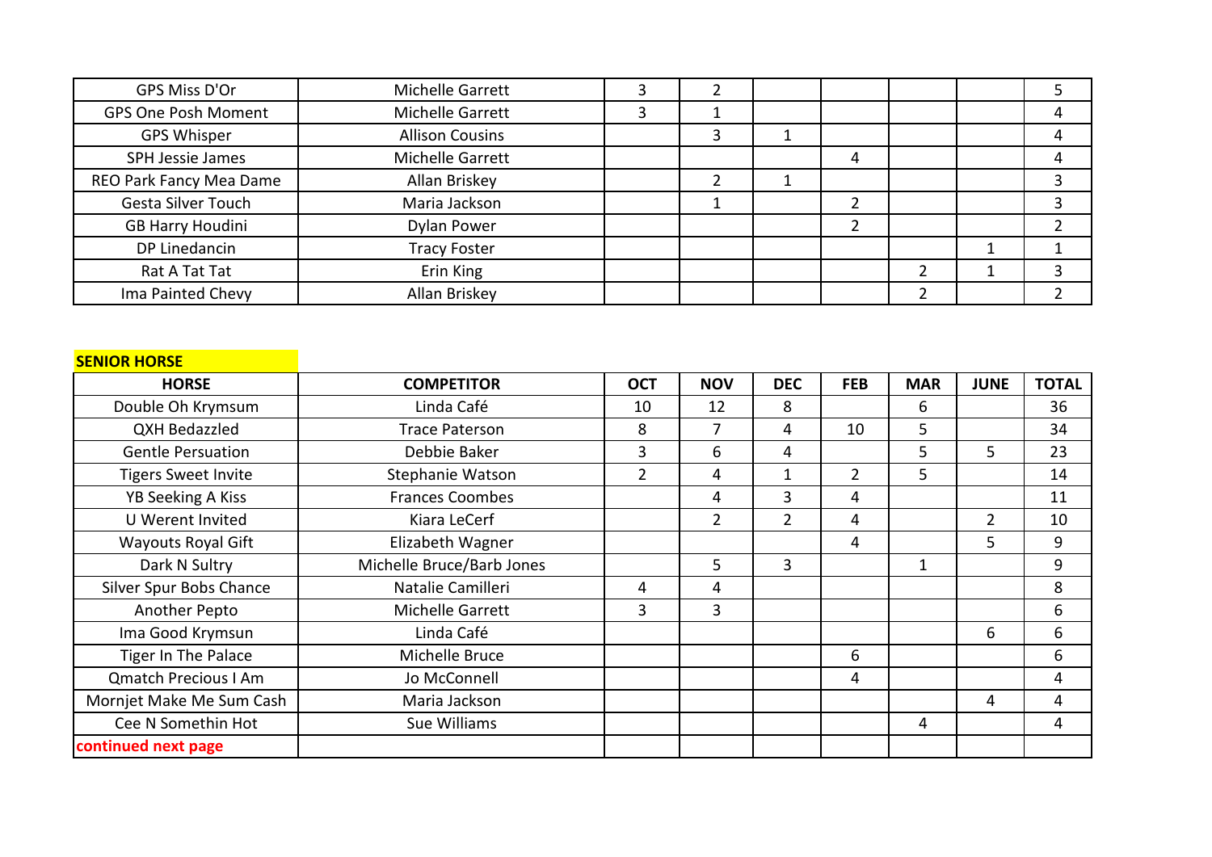| | | | | | | | | |
|---|---|---|---|---|---|---|---|---|
| GPS Miss D'Or | Michelle Garrett | 3 | 2 | | | | | 5 |
| GPS One Posh Moment | Michelle Garrett | 3 | 1 | | | | | 4 |
| GPS Whisper | Allison Cousins | | 3 | 1 | | | | 4 |
| SPH Jessie James | Michelle Garrett | | | | 4 | | | 4 |
| REO Park Fancy Mea Dame | Allan Briskey | | 2 | 1 | | | | 3 |
| Gesta Silver Touch | Maria Jackson | | 1 | | 2 | | | 3 |
| GB Harry Houdini | Dylan Power | | | | 2 | | | 2 |
| DP Linedancin | Tracy Foster | | | | | | 1 | 1 |
| Rat A Tat Tat | Erin King | | | | | 2 | 1 | 3 |
| Ima Painted Chevy | Allan Briskey | | | | | 2 | | 2 |

**SENIOR HORSE**

| HORSE | COMPETITOR | OCT | NOV | DEC | FEB | MAR | JUNE | TOTAL |
|---|---|---|---|---|---|---|---|---|
| Double Oh Krymsum | Linda Café | 10 | 12 | 8 | | 6 | | 36 |
| QXH Bedazzled | Trace Paterson | 8 | 7 | 4 | 10 | 5 | | 34 |
| Gentle Persuation | Debbie Baker | 3 | 6 | 4 | | 5 | 5 | 23 |
| Tigers Sweet Invite | Stephanie Watson | 2 | 4 | 1 | 2 | 5 | | 14 |
| YB Seeking A Kiss | Frances Coombes | | 4 | 3 | 4 | | | 11 |
| U Werent Invited | Kiara LeCerf | | 2 | 2 | 4 | | 2 | 10 |
| Wayouts Royal Gift | Elizabeth Wagner | | | | 4 | | 5 | 9 |
| Dark N Sultry | Michelle Bruce/Barb Jones | | 5 | 3 | | 1 | | 9 |
| Silver Spur Bobs Chance | Natalie Camilleri | 4 | 4 | | | | | 8 |
| Another Pepto | Michelle Garrett | 3 | 3 | | | | | 6 |
| Ima Good Krymsun | Linda Café | | | | | | 6 | 6 |
| Tiger In The Palace | Michelle Bruce | | | | 6 | | | 6 |
| Qmatch Precious I Am | Jo McConnell | | | | 4 | | | 4 |
| Mornjet Make Me Sum Cash | Maria Jackson | | | | | | 4 | 4 |
| Cee N Somethin Hot | Sue Williams | | | | | 4 | | 4 |
| continued next page | | | | | | | | |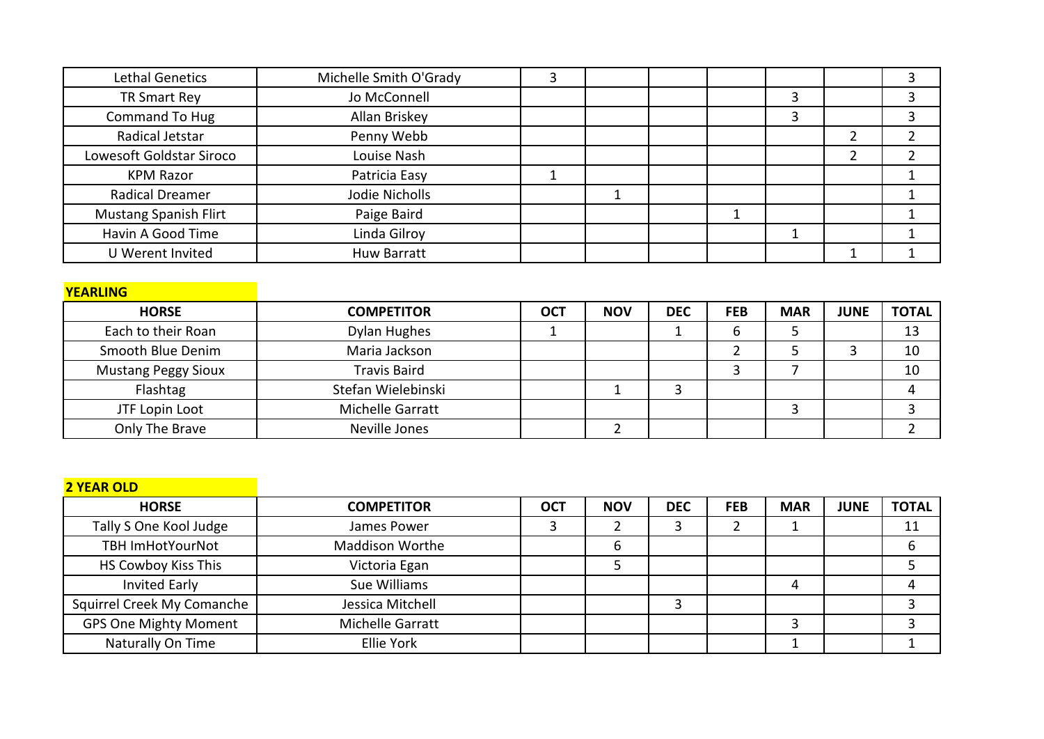| | | | | | | | | |
|---|---|---|---|---|---|---|---|---|
| Lethal Genetics | Michelle Smith O'Grady | 3 | | | | | | 3 |
| TR Smart Rey | Jo McConnell | | | | | 3 | | 3 |
| Command To Hug | Allan Briskey | | | | | 3 | | 3 |
| Radical Jetstar | Penny Webb | | | | | | 2 | 2 |
| Lowesoft Goldstar Siroco | Louise Nash | | | | | | 2 | 2 |
| KPM Razor | Patricia Easy | 1 | | | | | | 1 |
| Radical Dreamer | Jodie Nicholls | | 1 | | | | | 1 |
| Mustang Spanish Flirt | Paige Baird | | | | 1 | | | 1 |
| Havin A Good Time | Linda Gilroy | | | | | 1 | | 1 |
| U Werent Invited | Huw Barratt | | | | | | 1 | 1 |

**YEARLING**

| HORSE | COMPETITOR | OCT | NOV | DEC | FEB | MAR | JUNE | TOTAL |
|---|---|---|---|---|---|---|---|---|
| Each to their Roan | Dylan Hughes | 1 | | 1 | 6 | 5 | | 13 |
| Smooth Blue Denim | Maria Jackson | | | | 2 | 5 | 3 | 10 |
| Mustang Peggy Sioux | Travis Baird | | | | 3 | 7 | | 10 |
| Flashtag | Stefan Wielebinski | | 1 | 3 | | | | 4 |
| JTF Lopin Loot | Michelle Garratt | | | | | 3 | | 3 |
| Only The Brave | Neville Jones | | 2 | | | | | 2 |

**2 YEAR OLD**

| HORSE | COMPETITOR | OCT | NOV | DEC | FEB | MAR | JUNE | TOTAL |
|---|---|---|---|---|---|---|---|---|
| Tally S One Kool Judge | James Power | 3 | 2 | 3 | 2 | 1 | | 11 |
| TBH ImHotYourNot | Maddison Worthe | | 6 | | | | | 6 |
| HS Cowboy Kiss This | Victoria Egan | | 5 | | | | | 5 |
| Invited Early | Sue Williams | | | | | 4 | | 4 |
| Squirrel Creek My Comanche | Jessica Mitchell | | | 3 | | | | 3 |
| GPS One Mighty Moment | Michelle Garratt | | | | | 3 | | 3 |
| Naturally On Time | Ellie York | | | | | 1 | | 1 |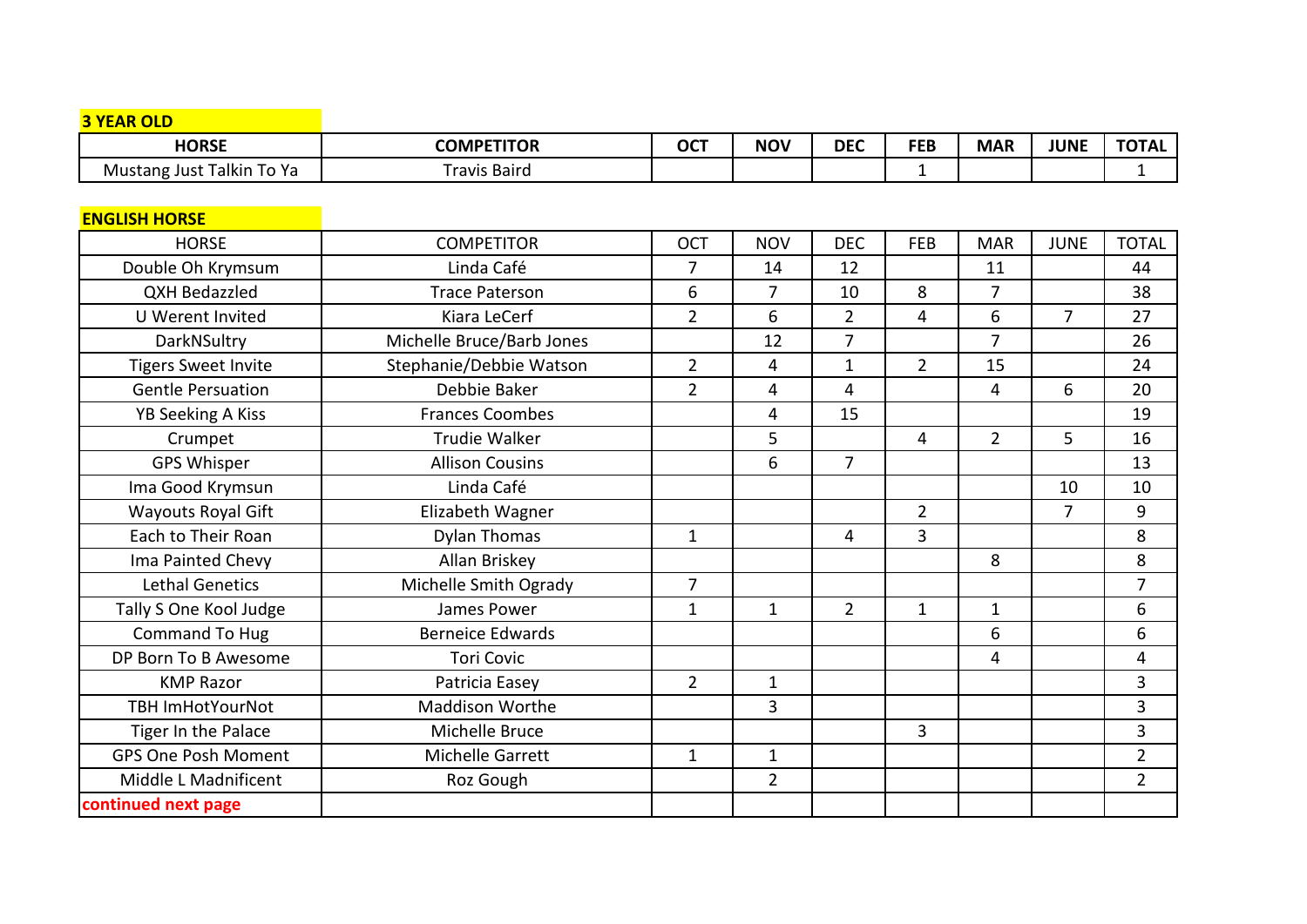**3 YEAR OLD**

| HORSE | COMPETITOR | OCT | NOV | DEC | FEB | MAR | JUNE | TOTAL |
|---|---|---|---|---|---|---|---|---|
| Mustang Just Talkin To Ya | Travis Baird | | | | 1 | | | 1 |

**ENGLISH HORSE**

| HORSE | COMPETITOR | OCT | NOV | DEC | FEB | MAR | JUNE | TOTAL |
|---|---|---|---|---|---|---|---|---|
| Double Oh Krymsum | Linda Café | 7 | 14 | 12 | | 11 | | 44 |
| QXH Bedazzled | Trace Paterson | 6 | 7 | 10 | 8 | 7 | | 38 |
| U Werent Invited | Kiara LeCerf | 2 | 6 | 2 | 4 | 6 | 7 | 27 |
| DarkNSultry | Michelle Bruce/Barb Jones | | 12 | 7 | | 7 | | 26 |
| Tigers Sweet Invite | Stephanie/Debbie Watson | 2 | 4 | 1 | 2 | 15 | | 24 |
| Gentle Persuation | Debbie Baker | 2 | 4 | 4 | | 4 | 6 | 20 |
| YB Seeking A Kiss | Frances Coombes | | 4 | 15 | | | | 19 |
| Crumpet | Trudie Walker | | 5 | | 4 | 2 | 5 | 16 |
| GPS Whisper | Allison Cousins | | 6 | 7 | | | | 13 |
| Ima Good Krymsun | Linda Café | | | | | | 10 | 10 |
| Wayouts Royal Gift | Elizabeth Wagner | | | | 2 | | 7 | 9 |
| Each to Their Roan | Dylan Thomas | 1 | | 4 | 3 | | | 8 |
| Ima Painted Chevy | Allan Briskey | | | | | 8 | | 8 |
| Lethal Genetics | Michelle Smith Ogrady | 7 | | | | | | 7 |
| Tally S One Kool Judge | James Power | 1 | 1 | 2 | 1 | 1 | | 6 |
| Command To Hug | Berneice Edwards | | | | | 6 | | 6 |
| DP Born To B Awesome | Tori Covic | | | | | 4 | | 4 |
| KMP Razor | Patricia Easey | 2 | 1 | | | | | 3 |
| TBH ImHotYourNot | Maddison Worthe | | 3 | | | | | 3 |
| Tiger In the Palace | Michelle Bruce | | | | 3 | | | 3 |
| GPS One Posh Moment | Michelle Garrett | 1 | 1 | | | | | 2 |
| Middle L Madnificent | Roz Gough | | 2 | | | | | 2 |
| **continued next page** | | | | | | | | |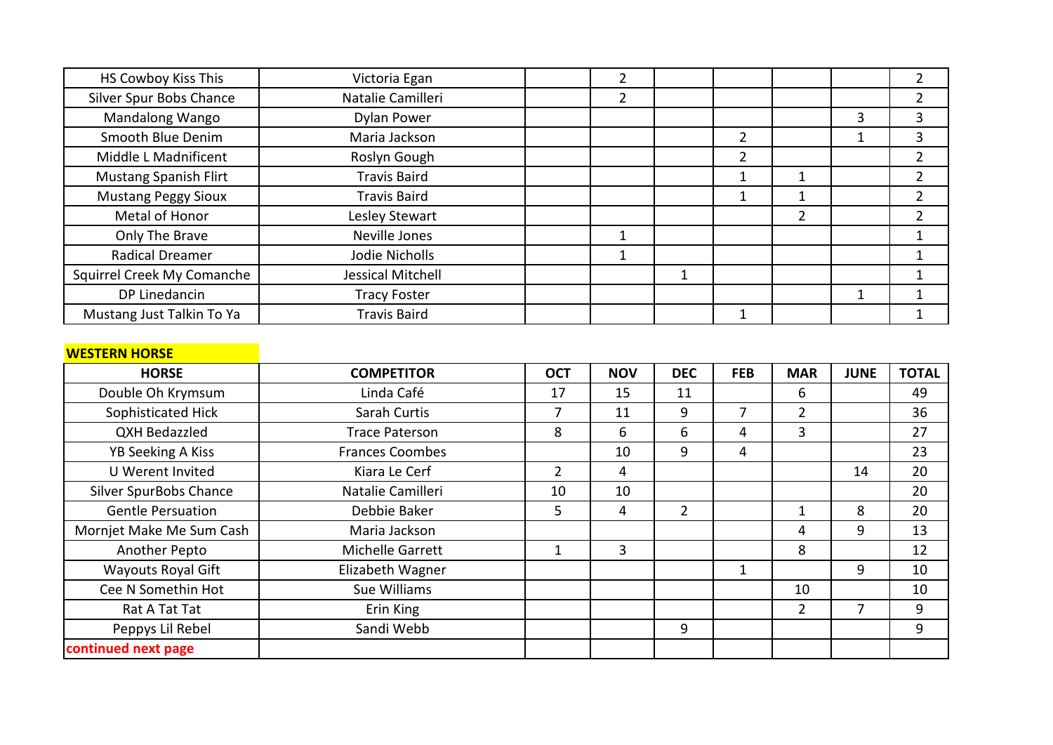| HS Cowboy Kiss This | Victoria Egan | | 2 | | | | | 2 |
|---|---|---|---|---|---|---|---|---|
| Silver Spur Bobs Chance | Natalie Camilleri | | 2 | | | | | 2 |
| Mandalong Wango | Dylan Power | | | | | | 3 | 3 |
| Smooth Blue Denim | Maria Jackson | | | | 2 | | 1 | 3 |
| Middle L Madnificent | Roslyn Gough | | | | 2 | | | 2 |
| Mustang Spanish Flirt | Travis Baird | | | | 1 | 1 | | 2 |
| Mustang Peggy Sioux | Travis Baird | | | | 1 | 1 | | 2 |
| Metal of Honor | Lesley Stewart | | | | | 2 | | 2 |
| Only The Brave | Neville Jones | | 1 | | | | | 1 |
| Radical Dreamer | Jodie Nicholls | | 1 | | | | | 1 |
| Squirrel Creek My Comanche | Jessical Mitchell | | | 1 | | | | 1 |
| DP Linedancin | Tracy Foster | | | | | | 1 | 1 |
| Mustang Just Talkin To Ya | Travis Baird | | | | 1 | | | 1 |

**WESTERN HORSE**

| HORSE | COMPETITOR | OCT | NOV | DEC | FEB | MAR | JUNE | TOTAL |
|---|---|---|---|---|---|---|---|---|
| Double Oh Krymsum | Linda Café | 17 | 15 | 11 | | 6 | | 49 |
| Sophisticated Hick | Sarah Curtis | 7 | 11 | 9 | 7 | 2 | | 36 |
| QXH Bedazzled | Trace Paterson | 8 | 6 | 6 | 4 | 3 | | 27 |
| YB Seeking A Kiss | Frances Coombes | | 10 | 9 | 4 | | | 23 |
| U Werent Invited | Kiara Le Cerf | 2 | 4 | | | | 14 | 20 |
| Silver SpurBobs Chance | Natalie Camilleri | 10 | 10 | | | | | 20 |
| Gentle Persuation | Debbie Baker | 5 | 4 | 2 | | 1 | 8 | 20 |
| Mornjet Make Me Sum Cash | Maria Jackson | | | | | 4 | 9 | 13 |
| Another Pepto | Michelle Garrett | 1 | 3 | | | 8 | | 12 |
| Wayouts Royal Gift | Elizabeth Wagner | | | | 1 | | 9 | 10 |
| Cee N Somethin Hot | Sue Williams | | | | | 10 | | 10 |
| Rat A Tat Tat | Erin King | | | | | 2 | 7 | 9 |
| Peppys Lil Rebel | Sandi Webb | | | 9 | | | | 9 |
| continued next page | | | | | | | | |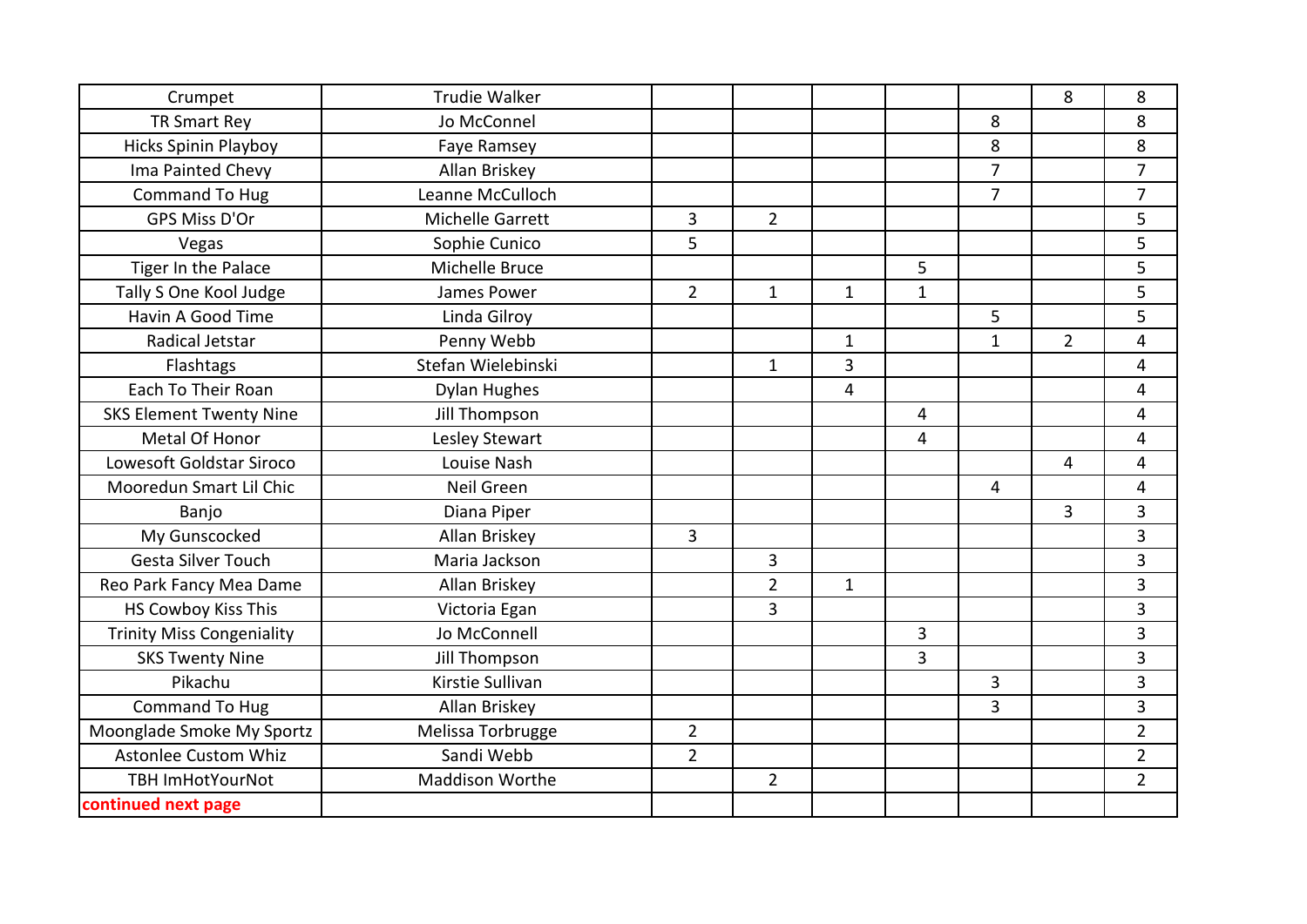| | | | | | | | | |
|---|---|---|---|---|---|---|---|---|
| Crumpet | Trudie Walker | | | | | | 8 | 8 |
| TR Smart Rey | Jo McConnel | | | | | 8 | | 8 |
| Hicks Spinin Playboy | Faye Ramsey | | | | | 8 | | 8 |
| Ima Painted Chevy | Allan Briskey | | | | | 7 | | 7 |
| Command To Hug | Leanne McCulloch | | | | | 7 | | 7 |
| GPS Miss D'Or | Michelle Garrett | 3 | 2 | | | | | 5 |
| Vegas | Sophie Cunico | 5 | | | | | | 5 |
| Tiger In the Palace | Michelle Bruce | | | | 5 | | | 5 |
| Tally S One Kool Judge | James Power | 2 | 1 | 1 | 1 | | | 5 |
| Havin A Good Time | Linda Gilroy | | | | | 5 | | 5 |
| Radical Jetstar | Penny Webb | | | 1 | | 1 | 2 | 4 |
| Flashtags | Stefan Wielebinski | | 1 | 3 | | | | 4 |
| Each To Their Roan | Dylan Hughes | | | 4 | | | | 4 |
| SKS Element Twenty Nine | Jill Thompson | | | | 4 | | | 4 |
| Metal Of Honor | Lesley Stewart | | | | 4 | | | 4 |
| Lowesoft Goldstar Siroco | Louise Nash | | | | | | 4 | 4 |
| Mooredun Smart Lil Chic | Neil Green | | | | | 4 | | 4 |
| Banjo | Diana Piper | | | | | | 3 | 3 |
| My Gunscocked | Allan Briskey | 3 | | | | | | 3 |
| Gesta Silver Touch | Maria Jackson | | 3 | | | | | 3 |
| Reo Park Fancy Mea Dame | Allan Briskey | | 2 | 1 | | | | 3 |
| HS Cowboy Kiss This | Victoria Egan | | 3 | | | | | 3 |
| Trinity Miss Congeniality | Jo McConnell | | | | 3 | | | 3 |
| SKS Twenty Nine | Jill Thompson | | | | 3 | | | 3 |
| Pikachu | Kirstie Sullivan | | | | | 3 | | 3 |
| Command To Hug | Allan Briskey | | | | | 3 | | 3 |
| Moonglade Smoke My Sportz | Melissa Torbrugge | 2 | | | | | | 2 |
| Astonlee Custom Whiz | Sandi Webb | 2 | | | | | | 2 |
| TBH ImHotYourNot | Maddison Worthe | | 2 | | | | | 2 |
| **continued next page** | | | | | | | | |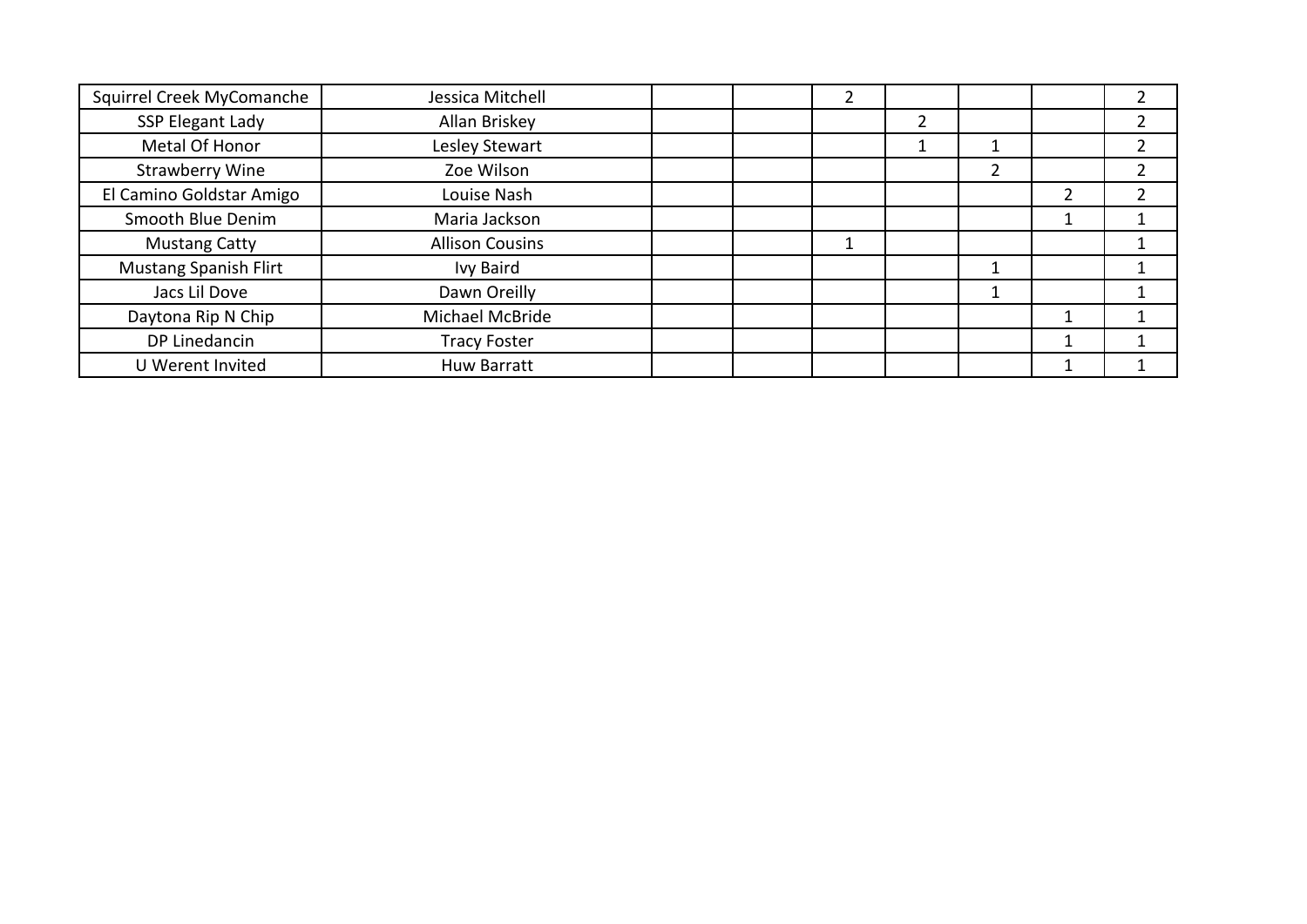| | | | | | | | | |
|---|---|---|---|---|---|---|---|---|
| Squirrel Creek MyComanche | Jessica Mitchell | | | 2 | | | | 2 |
| SSP Elegant Lady | Allan Briskey | | | | 2 | | | 2 |
| Metal Of Honor | Lesley Stewart | | | | 1 | 1 | | 2 |
| Strawberry Wine | Zoe Wilson | | | | | 2 | | 2 |
| El Camino Goldstar Amigo | Louise Nash | | | | | | 2 | 2 |
| Smooth Blue Denim | Maria Jackson | | | | | | 1 | 1 |
| Mustang Catty | Allison Cousins | | | 1 | | | | 1 |
| Mustang Spanish Flirt | Ivy Baird | | | | | 1 | | 1 |
| Jacs Lil Dove | Dawn Oreilly | | | | | 1 | | 1 |
| Daytona Rip N Chip | Michael McBride | | | | | | 1 | 1 |
| DP Linedancin | Tracy Foster | | | | | | 1 | 1 |
| U Werent Invited | Huw Barratt | | | | | | 1 | 1 |